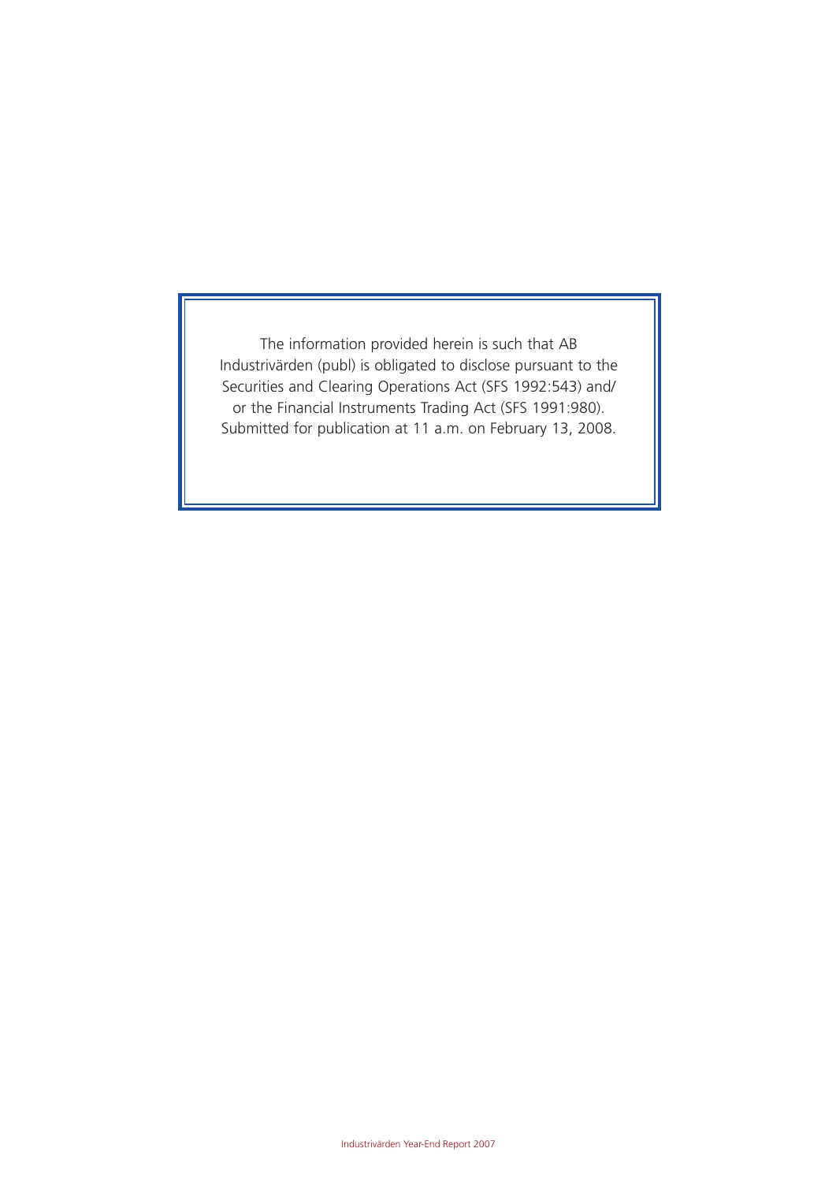The information provided herein is such that AB Industrivärden (publ) is obligated to disclose pursuant to the Securities and Clearing Operations Act (SFS 1992:543) and/or the Financial Instruments Trading Act (SFS 1991:980). Submitted for publication at 11 a.m. on February 13, 2008.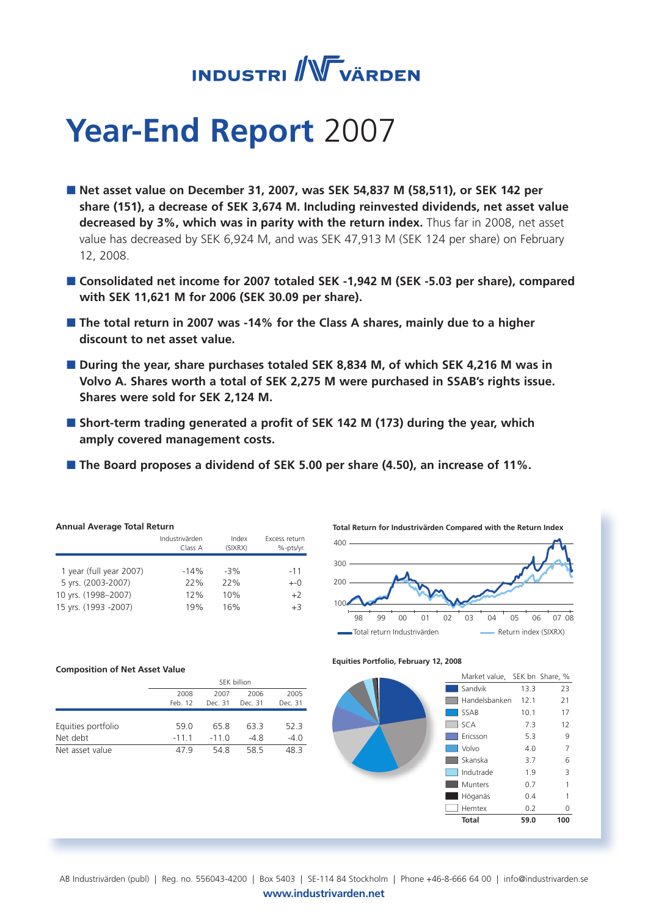# INDUSTRIVÄRDEN

# Year-End Report 2007

- **Net asset value on December 31, 2007, was SEK 54,837 M (58,511), or SEK 142 per share (151), a decrease of SEK 3,674 M. Including reinvested dividends, net asset value decreased by 3%, which was in parity with the return index.** Thus far in 2008, net asset value has decreased by SEK 6,924 M, and was SEK 47,913 M (SEK 124 per share) on February 12, 2008.
- **Consolidated net income for 2007 totaled SEK -1,942 M (SEK -5.03 per share), compared with SEK 11,621 M for 2006 (SEK 30.09 per share).**
- **The total return in 2007 was -14% for the Class A shares, mainly due to a higher discount to net asset value.**
- **During the year, share purchases totaled SEK 8,834 M, of which SEK 4,216 M was in Volvo A. Shares worth a total of SEK 2,275 M were purchased in SSAB's rights issue. Shares were sold for SEK 2,124 M.**
- **Short-term trading generated a profit of SEK 142 M (173) during the year, which amply covered management costs.**
- **The Board proposes a dividend of SEK 5.00 per share (4.50), an increase of 11%.**

**Annual Average Total Return**

| | Industrivärden Class A | Index (SIXRX) | Excess return %-pts/yr. |
|---|---|---|---|
| 1 year (full year 2007) | -14% | -3% | -11 |
| 5 yrs. (2003-2007) | 22% | 22% | +-0 |
| 10 yrs. (1998–2007) | 12% | 10% | +2 |
| 15 yrs. (1993 -2007) | 19% | 16% | +3 |

**Total Return for Industrivärden Compared with the Return Index**

Total return Industrivärden — Return index (SIXRX)

**Composition of Net Asset Value**

| SEK billion | 2008 Feb. 12 | 2007 Dec. 31 | 2006 Dec. 31 | 2005 Dec. 31 |
|---|---|---|---|---|
| Equities portfolio | 59.0 | 65.8 | 63.3 | 52.3 |
| Net debt | -11.1 | -11.0 | -4.8 | -4.0 |
| Net asset value | 47.9 | 54.8 | 58.5 | 48.3 |

**Equities Portfolio, February 12, 2008**

| | Market value, SEK bn | Share, % |
|---|---|---|
| Sandvik | 13.3 | 23 |
| Handelsbanken | 12.1 | 21 |
| SSAB | 10.1 | 17 |
| SCA | 7.3 | 12 |
| Ericsson | 5.3 | 9 |
| Volvo | 4.0 | 7 |
| Skanska | 3.7 | 6 |
| Indutrade | 1.9 | 3 |
| Munters | 0.7 | 1 |
| Höganäs | 0.4 | 1 |
| Hemtex | 0.2 | 0 |
| **Total** | **59.0** | **100** |

AB Industrivärden (publ) | Reg. no. 556043-4200 | Box 5403 | SE-114 84 Stockholm | Phone +46-8-666 64 00 | info@industrivarden.se
www.industrivarden.net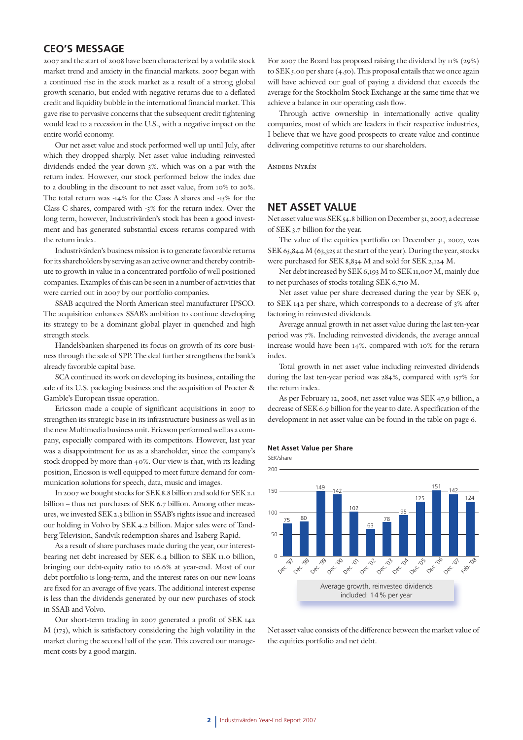## CEO'S MESSAGE

2007 and the start of 2008 have been characterized by a volatile stock market trend and anxiety in the financial markets. 2007 began with a continued rise in the stock market as a result of a strong global growth scenario, but ended with negative returns due to a deflated credit and liquidity bubble in the international financial market. This gave rise to pervasive concerns that the subsequent credit tightening would lead to a recession in the U.S., with a negative impact on the entire world economy.

Our net asset value and stock performed well up until July, after which they dropped sharply. Net asset value including reinvested dividends ended the year down 3%, which was on a par with the return index. However, our stock performed below the index due to a doubling in the discount to net asset value, from 10% to 20%. The total return was -14% for the Class A shares and -15% for the Class C shares, compared with -3% for the return index. Over the long term, however, Industrivärden's stock has been a good investment and has generated substantial excess returns compared with the return index.

Industrivärden's business mission is to generate favorable returns for its shareholders by serving as an active owner and thereby contribute to growth in value in a concentrated portfolio of well positioned companies. Examples of this can be seen in a number of activities that were carried out in 2007 by our portfolio companies.

SSAB acquired the North American steel manufacturer IPSCO. The acquisition enhances SSAB's ambition to continue developing its strategy to be a dominant global player in quenched and high strength steels.

Handelsbanken sharpened its focus on growth of its core business through the sale of SPP. The deal further strengthens the bank's already favorable capital base.

SCA continued its work on developing its business, entailing the sale of its U.S. packaging business and the acquisition of Procter & Gamble's European tissue operation.

Ericsson made a couple of significant acquisitions in 2007 to strengthen its strategic base in its infrastructure business as well as in the new Multimedia business unit. Ericsson performed well as a company, especially compared with its competitors. However, last year was a disappointment for us as a shareholder, since the company's stock dropped by more than 40%. Our view is that, with its leading position, Ericsson is well equipped to meet future demand for communication solutions for speech, data, music and images.

In 2007 we bought stocks for SEK 8.8 billion and sold for SEK 2.1 billion – thus net purchases of SEK 6.7 billion. Among other measures, we invested SEK 2.3 billion in SSAB's rights issue and increased our holding in Volvo by SEK 4.2 billion. Major sales were of Tandberg Television, Sandvik redemption shares and Isaberg Rapid.

As a result of share purchases made during the year, our interest-bearing net debt increased by SEK 6.4 billion to SEK 11.0 billion, bringing our debt-equity ratio to 16.6% at year-end. Most of our debt portfolio is long-term, and the interest rates on our new loans are fixed for an average of five years. The additional interest expense is less than the dividends generated by our new purchases of stock in SSAB and Volvo.

Our short-term trading in 2007 generated a profit of SEK 142 M (173), which is satisfactory considering the high volatility in the market during the second half of the year. This covered our management costs by a good margin.

For 2007 the Board has proposed raising the dividend by 11% (29%) to SEK 5.00 per share (4.50). This proposal entails that we once again will have achieved our goal of paying a dividend that exceeds the average for the Stockholm Stock Exchange at the same time that we achieve a balance in our operating cash flow.

Through active ownership in internationally active quality companies, most of which are leaders in their respective industries, I believe that we have good prospects to create value and continue delivering competitive returns to our shareholders.

Anders Nyrén

## NET ASSET VALUE

Net asset value was SEK 54.8 billion on December 31, 2007, a decrease of SEK 3.7 billion for the year.

The value of the equities portfolio on December 31, 2007, was SEK 65,844 M (63,325 at the start of the year). During the year, stocks were purchased for SEK 8,834 M and sold for SEK 2,124 M.

Net debt increased by SEK 6,193 M to SEK 11,007 M, mainly due to net purchases of stocks totaling SEK 6,710 M.

Net asset value per share decreased during the year by SEK 9, to SEK 142 per share, which corresponds to a decrease of 3% after factoring in reinvested dividends.

Average annual growth in net asset value during the last ten-year period was 7%. Including reinvested dividends, the average annual increase would have been 14%, compared with 10% for the return index.

Total growth in net asset value including reinvested dividends during the last ten-year period was 284%, compared with 157% for the return index.

As per February 12, 2008, net asset value was SEK 47.9 billion, a decrease of SEK 6.9 billion for the year to date. A specification of the development in net asset value can be found in the table on page 6.

**Net Asset Value per Share**

SEK/share

| Dec. '97 | Dec. '98 | Dec. '99 | Dec. '00 | Dec. '01 | Dec. '02 | Dec. '03 | Dec. '04 | Dec. '05 | Dec. '06 | Dec. '07 | Feb. '08 |
|---|---|---|---|---|---|---|---|---|---|---|---|
| 75 | 80 | 149 | 142 | 102 | 63 | 78 | 95 | 125 | 151 | 142 | 124 |

Average growth, reinvested dividends included: 14% per year

Net asset value consists of the difference between the market value of the equities portfolio and net debt.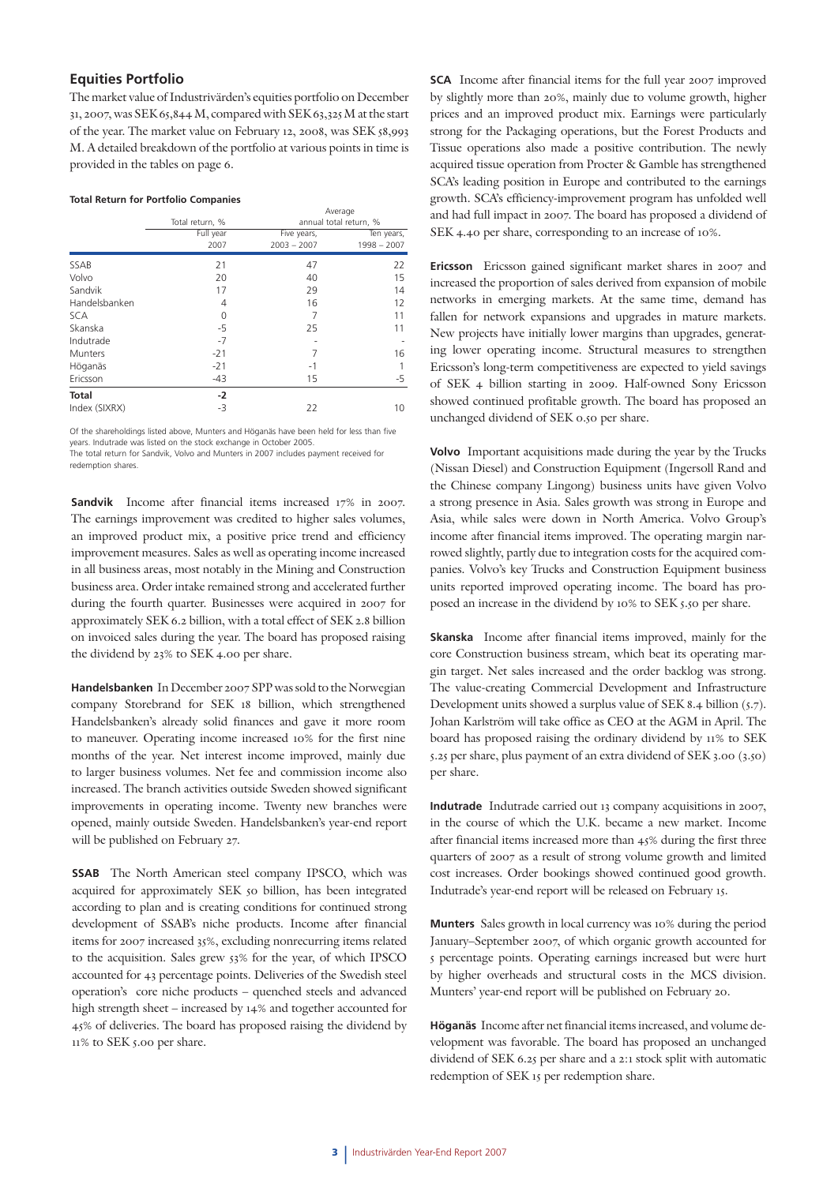## Equities Portfolio

The market value of Industrivärden's equities portfolio on December 31, 2007, was SEK 65,844 M, compared with SEK 63,325 M at the start of the year. The market value on February 12, 2008, was SEK 58,993 M. A detailed breakdown of the portfolio at various points in time is provided in the tables on page 6.

**Total Return for Portfolio Companies**

| | Total return, % | Average annual total return, % | |
|---|---|---|---|
| | Full year 2007 | Five years, 2003 – 2007 | Ten years, 1998 – 2007 |
| SSAB | 21 | 47 | 22 |
| Volvo | 20 | 40 | 15 |
| Sandvik | 17 | 29 | 14 |
| Handelsbanken | 4 | 16 | 12 |
| SCA | 0 | 7 | 11 |
| Skanska | -5 | 25 | 11 |
| Indutrade | -7 | - | - |
| Munters | -21 | 7 | 16 |
| Höganäs | -21 | -1 | 1 |
| Ericsson | -43 | 15 | -5 |
| **Total** | **-2** | | |
| Index (SIXRX) | -3 | 22 | 10 |

Of the shareholdings listed above, Munters and Höganäs have been held for less than five years. Indutrade was listed on the stock exchange in October 2005.
The total return for Sandvik, Volvo and Munters in 2007 includes payment received for redemption shares.

**Sandvik** Income after financial items increased 17% in 2007. The earnings improvement was credited to higher sales volumes, an improved product mix, a positive price trend and efficiency improvement measures. Sales as well as operating income increased in all business areas, most notably in the Mining and Construction business area. Order intake remained strong and accelerated further during the fourth quarter. Businesses were acquired in 2007 for approximately SEK 6.2 billion, with a total effect of SEK 2.8 billion on invoiced sales during the year. The board has proposed raising the dividend by 23% to SEK 4.00 per share.

**Handelsbanken** In December 2007 SPP was sold to the Norwegian company Storebrand for SEK 18 billion, which strengthened Handelsbanken's already solid finances and gave it more room to maneuver. Operating income increased 10% for the first nine months of the year. Net interest income improved, mainly due to larger business volumes. Net fee and commission income also increased. The branch activities outside Sweden showed significant improvements in operating income. Twenty new branches were opened, mainly outside Sweden. Handelsbanken's year-end report will be published on February 27.

**SSAB** The North American steel company IPSCO, which was acquired for approximately SEK 50 billion, has been integrated according to plan and is creating conditions for continued strong development of SSAB's niche products. Income after financial items for 2007 increased 35%, excluding nonrecurring items related to the acquisition. Sales grew 53% for the year, of which IPSCO accounted for 43 percentage points. Deliveries of the Swedish steel operation's core niche products – quenched steels and advanced high strength sheet – increased by 14% and together accounted for 45% of deliveries. The board has proposed raising the dividend by 11% to SEK 5.00 per share.

**SCA** Income after financial items for the full year 2007 improved by slightly more than 20%, mainly due to volume growth, higher prices and an improved product mix. Earnings were particularly strong for the Packaging operations, but the Forest Products and Tissue operations also made a positive contribution. The newly acquired tissue operation from Procter & Gamble has strengthened SCA's leading position in Europe and contributed to the earnings growth. SCA's efficiency-improvement program has unfolded well and had full impact in 2007. The board has proposed a dividend of SEK 4.40 per share, corresponding to an increase of 10%.

**Ericsson** Ericsson gained significant market shares in 2007 and increased the proportion of sales derived from expansion of mobile networks in emerging markets. At the same time, demand has fallen for network expansions and upgrades in mature markets. New projects have initially lower margins than upgrades, generating lower operating income. Structural measures to strengthen Ericsson's long-term competitiveness are expected to yield savings of SEK 4 billion starting in 2009. Half-owned Sony Ericsson showed continued profitable growth. The board has proposed an unchanged dividend of SEK 0.50 per share.

**Volvo** Important acquisitions made during the year by the Trucks (Nissan Diesel) and Construction Equipment (Ingersoll Rand and the Chinese company Lingong) business units have given Volvo a strong presence in Asia. Sales growth was strong in Europe and Asia, while sales were down in North America. Volvo Group's income after financial items improved. The operating margin narrowed slightly, partly due to integration costs for the acquired companies. Volvo's key Trucks and Construction Equipment business units reported improved operating income. The board has proposed an increase in the dividend by 10% to SEK 5.50 per share.

**Skanska** Income after financial items improved, mainly for the core Construction business stream, which beat its operating margin target. Net sales increased and the order backlog was strong. The value-creating Commercial Development and Infrastructure Development units showed a surplus value of SEK 8.4 billion (5.7). Johan Karlström will take office as CEO at the AGM in April. The board has proposed raising the ordinary dividend by 11% to SEK 5.25 per share, plus payment of an extra dividend of SEK 3.00 (3.50) per share.

**Indutrade** Indutrade carried out 13 company acquisitions in 2007, in the course of which the U.K. became a new market. Income after financial items increased more than 45% during the first three quarters of 2007 as a result of strong volume growth and limited cost increases. Order bookings showed continued good growth. Indutrade's year-end report will be released on February 15.

**Munters** Sales growth in local currency was 10% during the period January–September 2007, of which organic growth accounted for 5 percentage points. Operating earnings increased but were hurt by higher overheads and structural costs in the MCS division. Munters' year-end report will be published on February 20.

**Höganäs** Income after net financial items increased, and volume development was favorable. The board has proposed an unchanged dividend of SEK 6.25 per share and a 2:1 stock split with automatic redemption of SEK 15 per redemption share.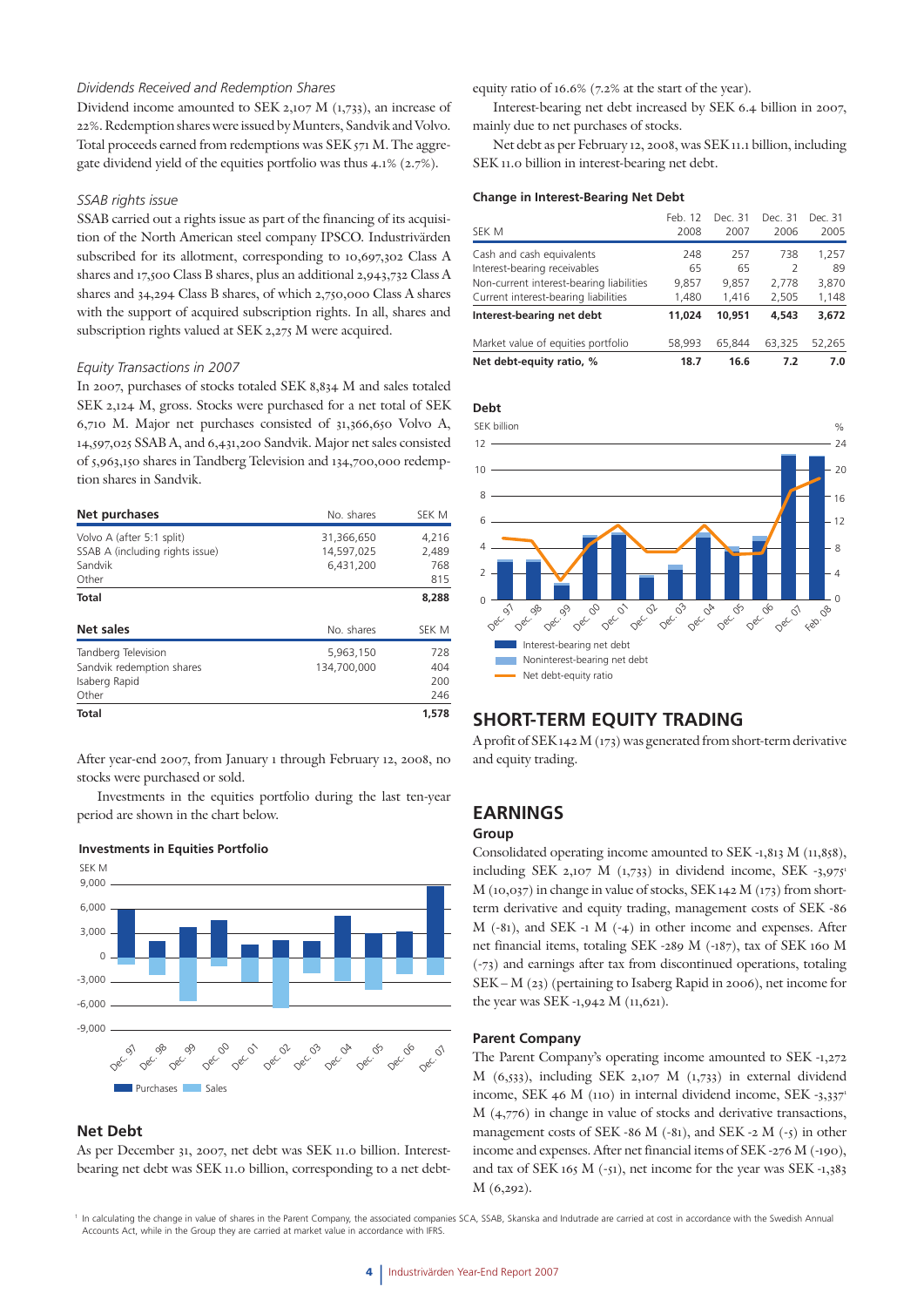*Dividends Received and Redemption Shares*

Dividend income amounted to SEK 2,107 M (1,733), an increase of 22%. Redemption shares were issued by Munters, Sandvik and Volvo. Total proceeds earned from redemptions was SEK 571 M. The aggregate dividend yield of the equities portfolio was thus 4.1% (2.7%).

*SSAB rights issue*

SSAB carried out a rights issue as part of the financing of its acquisition of the North American steel company IPSCO. Industrivärden subscribed for its allotment, corresponding to 10,697,302 Class A shares and 17,500 Class B shares, plus an additional 2,943,732 Class A shares and 34,294 Class B shares, of which 2,750,000 Class A shares with the support of acquired subscription rights. In all, shares and subscription rights valued at SEK 2,275 M were acquired.

*Equity Transactions in 2007*

In 2007, purchases of stocks totaled SEK 8,834 M and sales totaled SEK 2,124 M, gross. Stocks were purchased for a net total of SEK 6,710 M. Major net purchases consisted of 31,366,650 Volvo A, 14,597,025 SSAB A, and 6,431,200 Sandvik. Major net sales consisted of 5,963,150 shares in Tandberg Television and 134,700,000 redemption shares in Sandvik.

| **Net purchases** | No. shares | SEK M |
|---|---|---|
| Volvo A (after 5:1 split) | 31,366,650 | 4,216 |
| SSAB A (including rights issue) | 14,597,025 | 2,489 |
| Sandvik | 6,431,200 | 768 |
| Other | | 815 |
| **Total** | | **8,288** |

| **Net sales** | No. shares | SEK M |
|---|---|---|
| Tandberg Television | 5,963,150 | 728 |
| Sandvik redemption shares | 134,700,000 | 404 |
| Isaberg Rapid | | 200 |
| Other | | 246 |
| **Total** | | **1,578** |

After year-end 2007, from January 1 through February 12, 2008, no stocks were purchased or sold.

Investments in the equities portfolio during the last ten-year period are shown in the chart below.

**Investments in Equities Portfolio**

## Net Debt

As per December 31, 2007, net debt was SEK 11.0 billion. Interest-bearing net debt was SEK 11.0 billion, corresponding to a net debt-equity ratio of 16.6% (7.2% at the start of the year).

Interest-bearing net debt increased by SEK 6.4 billion in 2007, mainly due to net purchases of stocks.

Net debt as per February 12, 2008, was SEK 11.1 billion, including SEK 11.0 billion in interest-bearing net debt.

**Change in Interest-Bearing Net Debt**

| SEK M | Feb. 12 2008 | Dec. 31 2007 | Dec. 31 2006 | Dec. 31 2005 |
|---|---|---|---|---|
| Cash and cash equivalents | 248 | 257 | 738 | 1,257 |
| Interest-bearing receivables | 65 | 65 | 2 | 89 |
| Non-current interest-bearing liabilities | 9,857 | 9,857 | 2,778 | 3,870 |
| Current interest-bearing liabilities | 1,480 | 1,416 | 2,505 | 1,148 |
| **Interest-bearing net debt** | **11,024** | **10,951** | **4,543** | **3,672** |
| Market value of equities portfolio | 58,993 | 65,844 | 63,325 | 52,265 |
| **Net debt-equity ratio, %** | **18.7** | **16.6** | **7.2** | **7.0** |

**Debt**

## SHORT-TERM EQUITY TRADING

A profit of SEK 142 M (173) was generated from short-term derivative and equity trading.

## EARNINGS

### Group

Consolidated operating income amounted to SEK -1,813 M (11,858), including SEK 2,107 M (1,733) in dividend income, SEK -3,975[1] M (10,037) in change in value of stocks, SEK 142 M (173) from short-term derivative and equity trading, management costs of SEK -86 M (-81), and SEK -1 M (-4) in other income and expenses. After net financial items, totaling SEK -289 M (-187), tax of SEK 160 M (-73) and earnings after tax from discontinued operations, totaling SEK – M (23) (pertaining to Isaberg Rapid in 2006), net income for the year was SEK -1,942 M (11,621).

### Parent Company

The Parent Company's operating income amounted to SEK -1,272 M (6,533), including SEK 2,107 M (1,733) in external dividend income, SEK 46 M (110) in internal dividend income, SEK -3,337[1] M (4,776) in change in value of stocks and derivative transactions, management costs of SEK -86 M (-81), and SEK -2 M (-5) in other income and expenses. After net financial items of SEK -276 M (-190), and tax of SEK 165 M (-51), net income for the year was SEK -1,383 M (6,292).

[1] In calculating the change in value of shares in the Parent Company, the associated companies SCA, SSAB, Skanska and Indutrade are carried at cost in accordance with the Swedish Annual Accounts Act, while in the Group they are carried at market value in accordance with IFRS.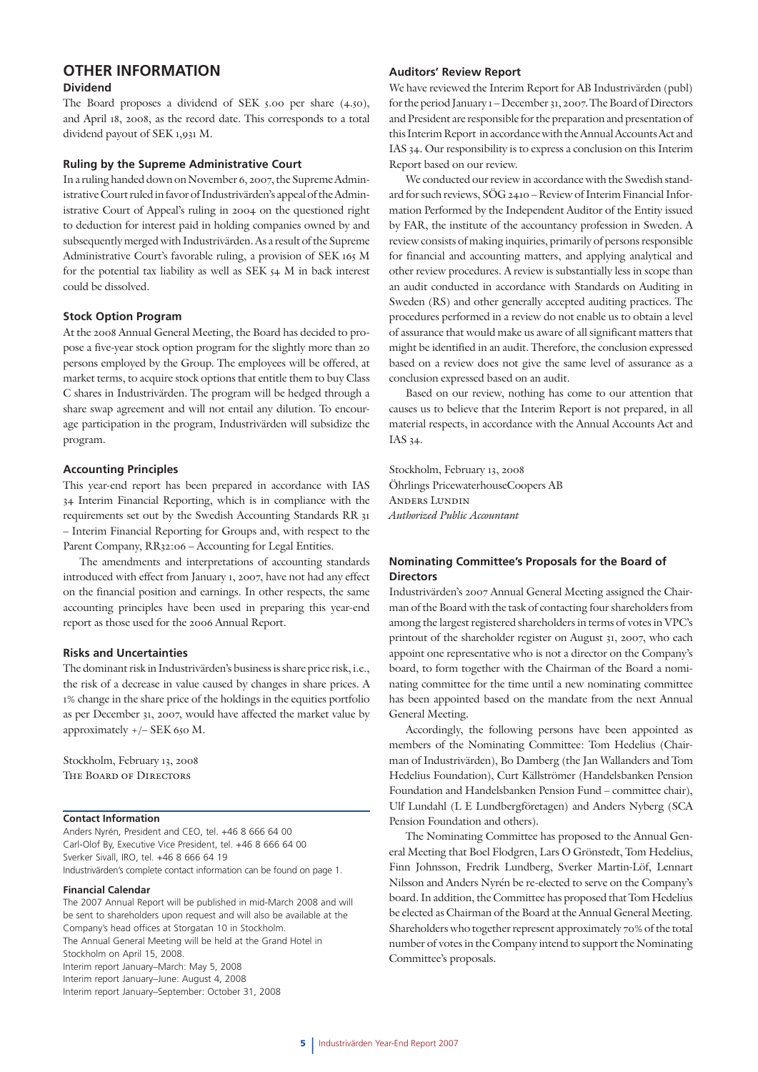# OTHER INFORMATION

### Dividend

The Board proposes a dividend of SEK 5.00 per share (4.50), and April 18, 2008, as the record date. This corresponds to a total dividend payout of SEK 1,931 M.

### Ruling by the Supreme Administrative Court

In a ruling handed down on November 6, 2007, the Supreme Administrative Court ruled in favor of Industrivärden's appeal of the Administrative Court of Appeal's ruling in 2004 on the questioned right to deduction for interest paid in holding companies owned by and subsequently merged with Industrivärden. As a result of the Supreme Administrative Court's favorable ruling, a provision of SEK 165 M for the potential tax liability as well as SEK 54 M in back interest could be dissolved.

### Stock Option Program

At the 2008 Annual General Meeting, the Board has decided to propose a five-year stock option program for the slightly more than 20 persons employed by the Group. The employees will be offered, at market terms, to acquire stock options that entitle them to buy Class C shares in Industrivärden. The program will be hedged through a share swap agreement and will not entail any dilution. To encourage participation in the program, Industrivärden will subsidize the program.

### Accounting Principles

This year-end report has been prepared in accordance with IAS 34 Interim Financial Reporting, which is in compliance with the requirements set out by the Swedish Accounting Standards RR 31 – Interim Financial Reporting for Groups and, with respect to the Parent Company, RR32:06 – Accounting for Legal Entities.

The amendments and interpretations of accounting standards introduced with effect from January 1, 2007, have not had any effect on the financial position and earnings. In other respects, the same accounting principles have been used in preparing this year-end report as those used for the 2006 Annual Report.

### Risks and Uncertainties

The dominant risk in Industrivärden's business is share price risk, i.e., the risk of a decrease in value caused by changes in share prices. A 1% change in the share price of the holdings in the equities portfolio as per December 31, 2007, would have affected the market value by approximately +/– SEK 650 M.

Stockholm, February 13, 2008
The Board of Directors

**Contact Information**

Anders Nyrén, President and CEO, tel. +46 8 666 64 00
Carl-Olof By, Executive Vice President, tel. +46 8 666 64 00
Sverker Sivall, IRO, tel. +46 8 666 64 19
Industrivärden's complete contact information can be found on page 1.

**Financial Calendar**

The 2007 Annual Report will be published in mid-March 2008 and will be sent to shareholders upon request and will also be available at the Company's head offices at Storgatan 10 in Stockholm.
The Annual General Meeting will be held at the Grand Hotel in Stockholm on April 15, 2008.
Interim report January–March: May 5, 2008
Interim report January–June: August 4, 2008
Interim report January–September: October 31, 2008

### Auditors' Review Report

We have reviewed the Interim Report for AB Industrivärden (publ) for the period January 1 – December 31, 2007. The Board of Directors and President are responsible for the preparation and presentation of this Interim Report in accordance with the Annual Accounts Act and IAS 34. Our responsibility is to express a conclusion on this Interim Report based on our review.

We conducted our review in accordance with the Swedish standard for such reviews, SÖG 2410 – Review of Interim Financial Information Performed by the Independent Auditor of the Entity issued by FAR, the institute of the accountancy profession in Sweden. A review consists of making inquiries, primarily of persons responsible for financial and accounting matters, and applying analytical and other review procedures. A review is substantially less in scope than an audit conducted in accordance with Standards on Auditing in Sweden (RS) and other generally accepted auditing practices. The procedures performed in a review do not enable us to obtain a level of assurance that would make us aware of all significant matters that might be identified in an audit. Therefore, the conclusion expressed based on a review does not give the same level of assurance as a conclusion expressed based on an audit.

Based on our review, nothing has come to our attention that causes us to believe that the Interim Report is not prepared, in all material respects, in accordance with the Annual Accounts Act and IAS 34.

Stockholm, February 13, 2008
Öhrlings PricewaterhouseCoopers AB
Anders Lundin
*Authorized Public Accountant*

### Nominating Committee's Proposals for the Board of Directors

Industrivärden's 2007 Annual General Meeting assigned the Chairman of the Board with the task of contacting four shareholders from among the largest registered shareholders in terms of votes in VPC's printout of the shareholder register on August 31, 2007, who each appoint one representative who is not a director on the Company's board, to form together with the Chairman of the Board a nominating committee for the time until a new nominating committee has been appointed based on the mandate from the next Annual General Meeting.

Accordingly, the following persons have been appointed as members of the Nominating Committee: Tom Hedelius (Chairman of Industrivärden), Bo Damberg (the Jan Wallanders and Tom Hedelius Foundation), Curt Källströmer (Handelsbanken Pension Foundation and Handelsbanken Pension Fund – committee chair), Ulf Lundahl (L E Lundbergföretagen) and Anders Nyberg (SCA Pension Foundation and others).

The Nominating Committee has proposed to the Annual General Meeting that Boel Flodgren, Lars O Grönstedt, Tom Hedelius, Finn Johnsson, Fredrik Lundberg, Sverker Martin-Löf, Lennart Nilsson and Anders Nyrén be re-elected to serve on the Company's board. In addition, the Committee has proposed that Tom Hedelius be elected as Chairman of the Board at the Annual General Meeting. Shareholders who together represent approximately 70% of the total number of votes in the Company intend to support the Nominating Committee's proposals.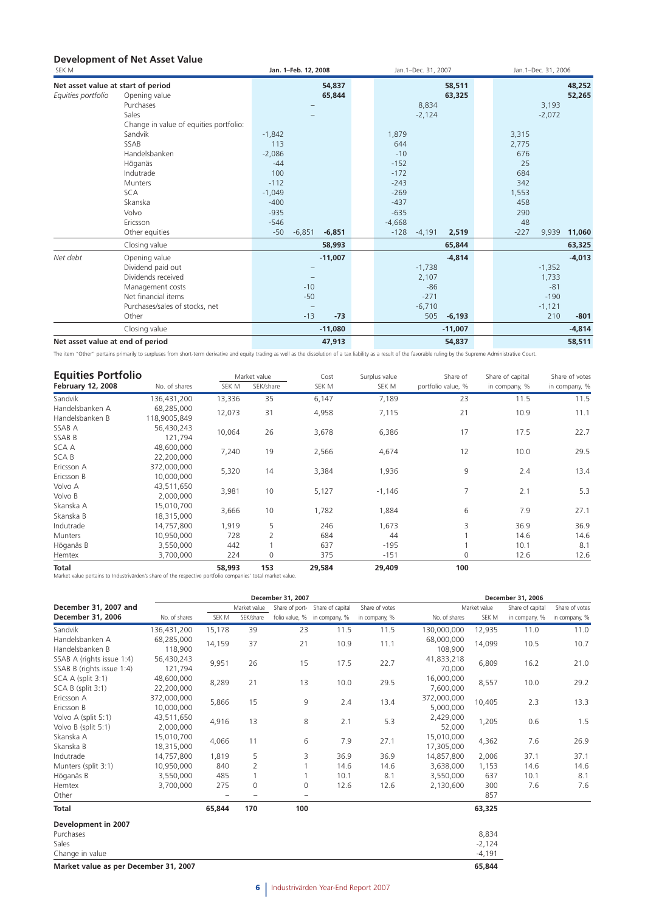## Development of Net Asset Value

| SEK M | | Jan. 1–Feb. 12, 2008 | | | Jan.1–Dec. 31, 2007 | | | Jan.1–Dec. 31, 2006 | | |
|---|---|---|---|---|---|---|---|---|---|---|
| **Net asset value at start of period** | | | | **54,837** | | | **58,511** | | | **48,252** |
| *Equities portfolio* | Opening value | | | **65,844** | | | **63,325** | | | **52,265** |
| | Purchases | | – | | | 8,834 | | | 3,193 | |
| | Sales | | – | | | -2,124 | | | -2,072 | |
| | Change in value of equities portfolio: | | | | | | | | | |
| | Sandvik | -1,842 | | | 1,879 | | | 3,315 | | |
| | SSAB | 113 | | | 644 | | | 2,775 | | |
| | Handelsbanken | -2,086 | | | -10 | | | 676 | | |
| | Höganäs | -44 | | | -152 | | | 25 | | |
| | Indutrade | 100 | | | -172 | | | 684 | | |
| | Munters | -112 | | | -243 | | | 342 | | |
| | SCA | -1,049 | | | -269 | | | 1,553 | | |
| | Skanska | -400 | | | -437 | | | 458 | | |
| | Volvo | -935 | | | -635 | | | 290 | | |
| | Ericsson | -546 | | | -4,668 | | | 48 | | |
| | Other equities | -50 | -6,851 | **-6,851** | -128 | -4,191 | **2,519** | -227 | 9,939 | **11,060** |
| | Closing value | | | **58,993** | | | **65,844** | | | **63,325** |
| *Net debt* | Opening value | | | **-11,007** | | | **-4,814** | | | **-4,013** |
| | Dividend paid out | | – | | | -1,738 | | | -1,352 | |
| | Dividends received | | – | | | 2,107 | | | 1,733 | |
| | Management costs | | -10 | | | -86 | | | -81 | |
| | Net financial items | | -50 | | | -271 | | | -190 | |
| | Purchases/sales of stocks, net | | – | | | -6,710 | | | -1,121 | |
| | Other | | -13 | **-73** | | 505 | **-6,193** | | 210 | **-801** |
| | Closing value | | | **-11,080** | | | **-11,007** | | | **-4,814** |
| **Net asset value at end of period** | | | | **47,913** | | | **54,837** | | | **58,511** |

The item "Other" pertains primarily to surpluses from short-term derivative and equity trading as well as the dissolution of a tax liability as a result of the favorable ruling by the Supreme Administrative Court.

## Equities Portfolio

| **February 12, 2008** | No. of shares | Market value SEK M | Market value SEK/share | Cost SEK M | Surplus value SEK M | Share of portfolio value, % | Share of capital in company, % | Share of votes in company, % |
|---|---|---|---|---|---|---|---|---|
| Sandvik | 136,431,200 | 13,336 | 35 | 6,147 | 7,189 | 23 | 11.5 | 11.5 |
| Handelsbanken A | 68,285,000 | 12,073 | 31 | 4,958 | 7,115 | 21 | 10.9 | 11.1 |
| Handelsbanken B | 118,9005,849 | | | | | | | |
| SSAB A | 56,430,243 | 10,064 | 26 | 3,678 | 6,386 | 17 | 17.5 | 22.7 |
| SSAB B | 121,794 | | | | | | | |
| SCA A | 48,600,000 | 7,240 | 19 | 2,566 | 4,674 | 12 | 10.0 | 29.5 |
| SCA B | 22,200,000 | | | | | | | |
| Ericsson A | 372,000,000 | 5,320 | 14 | 3,384 | 1,936 | 9 | 2.4 | 13.4 |
| Ericsson B | 10,000,000 | | | | | | | |
| Volvo A | 43,511,650 | 3,981 | 10 | 5,127 | -1,146 | 7 | 2.1 | 5.3 |
| Volvo B | 2,000,000 | | | | | | | |
| Skanska A | 15,010,700 | 3,666 | 10 | 1,782 | 1,884 | 6 | 7.9 | 27.1 |
| Skanska B | 18,315,000 | | | | | | | |
| Indutrade | 14,757,800 | 1,919 | 5 | 246 | 1,673 | 3 | 36.9 | 36.9 |
| Munters | 10,950,000 | 728 | 2 | 684 | 44 | 1 | 14.6 | 14.6 |
| Höganäs B | 3,550,000 | 442 | 1 | 637 | -195 | 1 | 10.1 | 8.1 |
| Hemtex | 3,700,000 | 224 | 0 | 375 | -151 | 0 | 12.6 | 12.6 |
| **Total** | | **58,993** | **153** | **29,584** | **29,409** | **100** | | |

Market value pertains to Industrivärden's share of the respective portfolio companies' total market value.

| **December 31, 2007 and December 31, 2006** | Dec 31, 2007: No. of shares | Market value SEK M | Market value SEK/share | Share of portfolio value, % | Share of capital in company, % | Share of votes in company, % | Dec 31, 2006: No. of shares | Market value SEK M | Share of capital in company, % | Share of votes in company, % |
|---|---|---|---|---|---|---|---|---|---|---|
| Sandvik | 136,431,200 | 15,178 | 39 | 23 | 11.5 | 11.5 | 130,000,000 | 12,935 | 11.0 | 11.0 |
| Handelsbanken A | 68,285,000 | 14,159 | 37 | 21 | 10.9 | 11.1 | 68,000,000 | 14,099 | 10.5 | 10.7 |
| Handelsbanken B | 118,900 | | | | | | 108,900 | | | |
| SSAB A (rights issue 1:4) | 56,430,243 | 9,951 | 26 | 15 | 17.5 | 22.7 | 41,833,218 | 6,809 | 16.2 | 21.0 |
| SSAB B (rights issue 1:4) | 121,794 | | | | | | 70,000 | | | |
| SCA A (split 3:1) | 48,600,000 | 8,289 | 21 | 13 | 10.0 | 29.5 | 16,000,000 | 8,557 | 10.0 | 29.2 |
| SCA B (split 3:1) | 22,200,000 | | | | | | 7,600,000 | | | |
| Ericsson A | 372,000,000 | 5,866 | 15 | 9 | 2.4 | 13.4 | 372,000,000 | 10,405 | 2.3 | 13.3 |
| Ericsson B | 10,000,000 | | | | | | 5,000,000 | | | |
| Volvo A (split 5:1) | 43,511,650 | 4,916 | 13 | 8 | 2.1 | 5.3 | 2,429,000 | 1,205 | 0.6 | 1.5 |
| Volvo B (split 5:1) | 2,000,000 | | | | | | 52,000 | | | |
| Skanska A | 15,010,700 | 4,066 | 11 | 6 | 7.9 | 27.1 | 15,010,000 | 4,362 | 7.6 | 26.9 |
| Skanska B | 18,315,000 | | | | | | 17,305,000 | | | |
| Indutrade | 14,757,800 | 1,819 | 5 | 3 | 36.9 | 36.9 | 14,857,800 | 2,006 | 37.1 | 37.1 |
| Munters (split 3:1) | 10,950,000 | 840 | 2 | 1 | 14.6 | 14.6 | 3,638,000 | 1,153 | 14.6 | 14.6 |
| Höganäs B | 3,550,000 | 485 | 1 | 1 | 10.1 | 8.1 | 3,550,000 | 637 | 10.1 | 8.1 |
| Hemtex | 3,700,000 | 275 | 0 | 0 | 12.6 | 12.6 | 2,130,600 | 300 | 7.6 | 7.6 |
| Other | | – | – | – | | | | 857 | | |
| **Total** | | **65,844** | **170** | **100** | | | | **63,325** | | |
| **Development in 2007** | | | | | | | | | | |
| Purchases | | | | | | | | 8,834 | | |
| Sales | | | | | | | | -2,124 | | |
| Change in value | | | | | | | | -4,191 | | |
| **Market value as per December 31, 2007** | | | | | | | | **65,844** | | |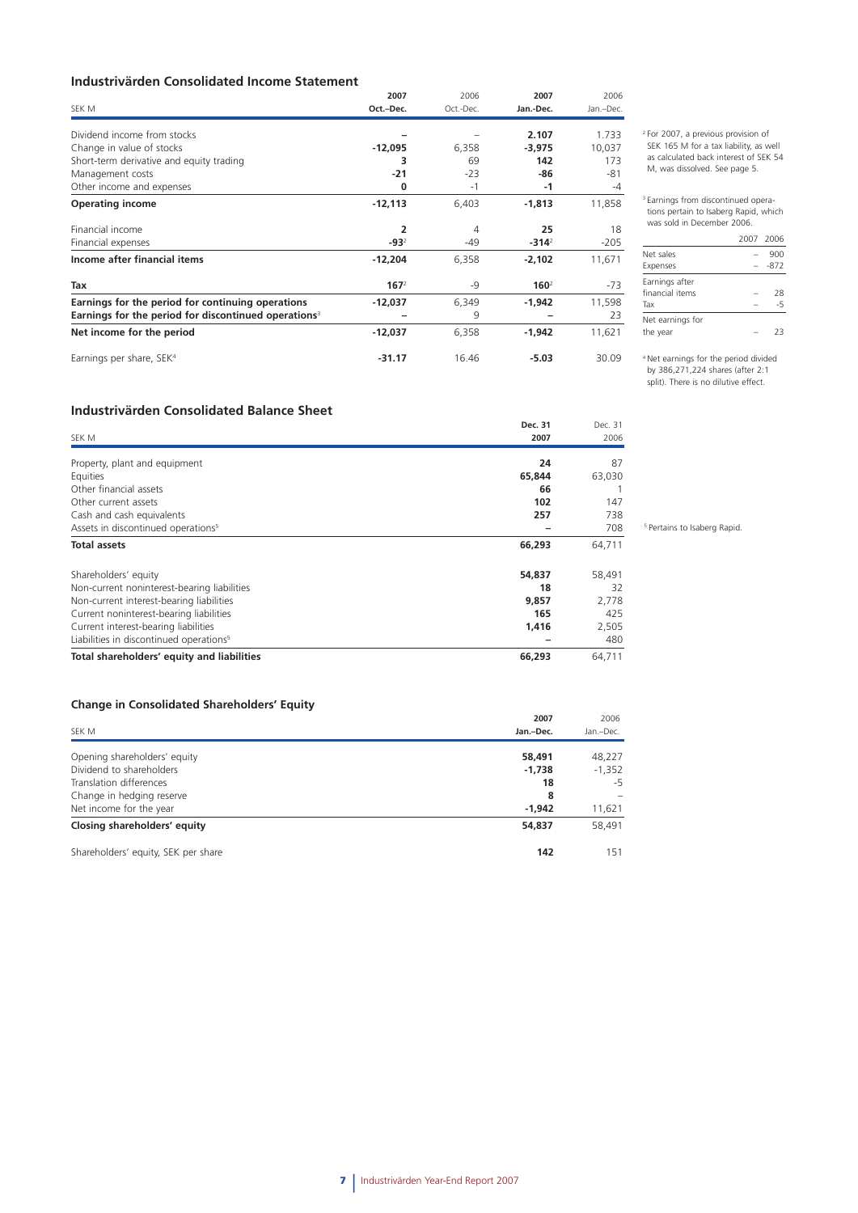## Industrivärden Consolidated Income Statement

| SEK M | 2007 Oct.–Dec. | 2006 Oct.-Dec. | 2007 Jan.-Dec. | 2006 Jan.–Dec. |
|---|---|---|---|---|
| Dividend income from stocks | – | – | 2.107 | 1.733 |
| Change in value of stocks | -12,095 | 6,358 | -3,975 | 10,037 |
| Short-term derivative and equity trading | 3 | 69 | 142 | 173 |
| Management costs | -21 | -23 | -86 | -81 |
| Other income and expenses | 0 | -1 | -1 | -4 |
| **Operating income** | **-12,113** | **6,403** | **-1,813** | **11,858** |
| Financial income | 2 | 4 | 25 | 18 |
| Financial expenses | -93[2] | -49 | -314[2] | -205 |
| **Income after financial items** | **-12,204** | **6,358** | **-2,102** | **11,671** |
| **Tax** | **167[2]** | -9 | **160[2]** | -73 |
| **Earnings for the period for continuing operations** | **-12,037** | 6,349 | **-1,942** | 11,598 |
| **Earnings for the period for discontinued operations[3]** | – | 9 | – | 23 |
| **Net income for the period** | **-12,037** | **6,358** | **-1,942** | **11,621** |
| Earnings per share, SEK[4] | -31.17 | 16.46 | -5.03 | 30.09 |

[2] For 2007, a previous provision of SEK 165 M for a tax liability, as well as calculated back interest of SEK 54 M, was dissolved. See page 5.

[3] Earnings from discontinued operations pertain to Isaberg Rapid, which was sold in December 2006.

| | 2007 | 2006 |
|---|---|---|
| Net sales | – | 900 |
| Expenses | – | -872 |
| Earnings after financial items | – | 28 |
| Tax | – | -5 |
| Net earnings for the year | – | 23 |

[4] Net earnings for the period divided by 386,271,224 shares (after 2:1 split). There is no dilutive effect.

## Industrivärden Consolidated Balance Sheet

| SEK M | Dec. 31 2007 | Dec. 31 2006 |
|---|---|---|
| Property, plant and equipment | 24 | 87 |
| Equities | 65,844 | 63,030 |
| Other financial assets | 66 | 1 |
| Other current assets | 102 | 147 |
| Cash and cash equivalents | 257 | 738 |
| Assets in discontinued operations[5] | – | 708 |
| **Total assets** | **66,293** | **64,711** |
| Shareholders' equity | 54,837 | 58,491 |
| Non-current noninterest-bearing liabilities | 18 | 32 |
| Non-current interest-bearing liabilities | 9,857 | 2,778 |
| Current noninterest-bearing liabilities | 165 | 425 |
| Current interest-bearing liabilities | 1,416 | 2,505 |
| Liabilities in discontinued operations[5] | – | 480 |
| **Total shareholders' equity and liabilities** | **66,293** | **64,711** |

[5] Pertains to Isaberg Rapid.

### Change in Consolidated Shareholders' Equity

| SEK M | 2007 Jan.–Dec. | 2006 Jan.–Dec. |
|---|---|---|
| Opening shareholders' equity | 58,491 | 48,227 |
| Dividend to shareholders | -1,738 | -1,352 |
| Translation differences | 18 | -5 |
| Change in hedging reserve | 8 | – |
| Net income for the year | -1,942 | 11,621 |
| **Closing shareholders' equity** | **54,837** | **58,491** |
| Shareholders' equity, SEK per share | 142 | 151 |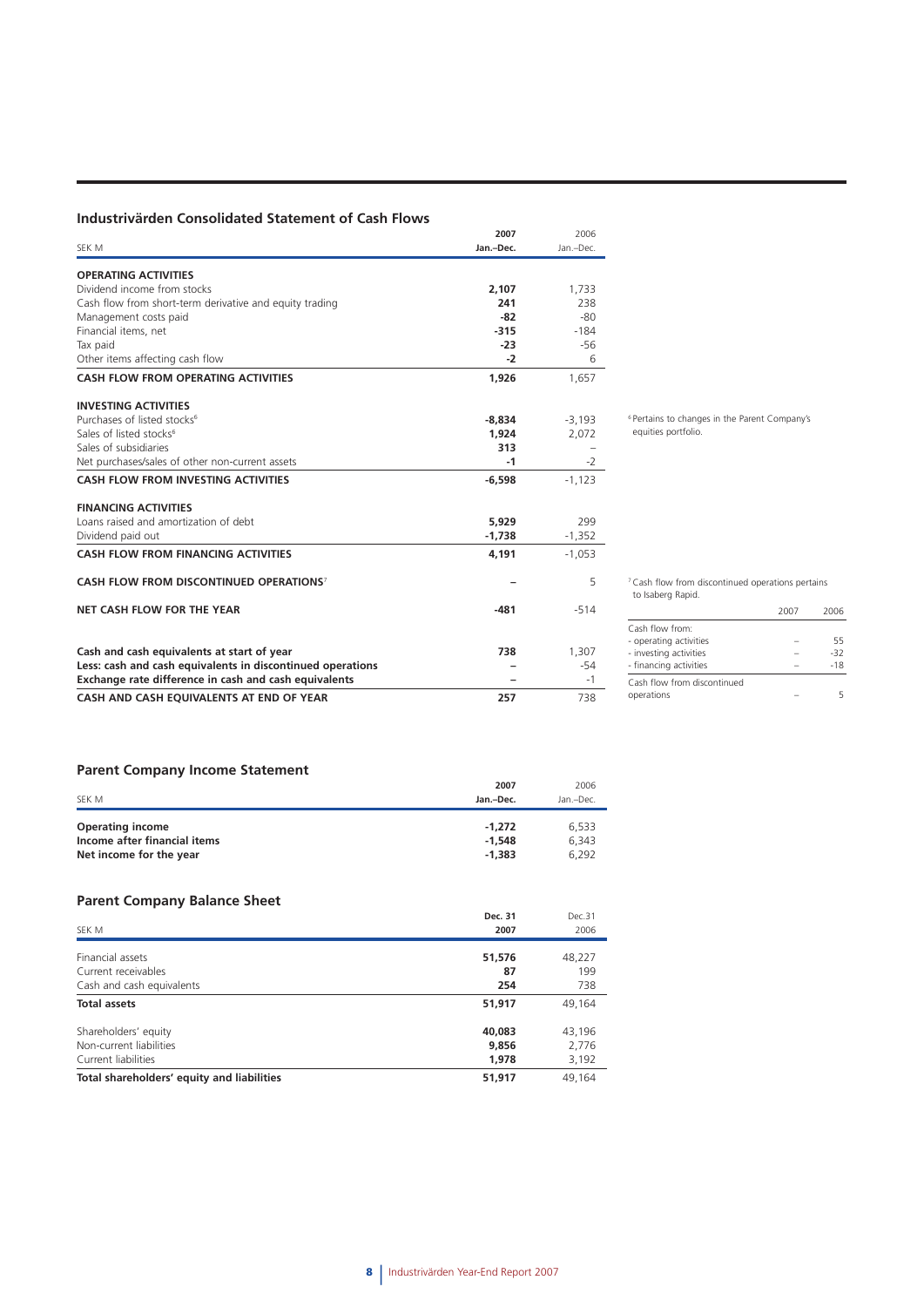## Industrivärden Consolidated Statement of Cash Flows

| SEK M | 2007 Jan.–Dec. | 2006 Jan.–Dec. |
|---|---|---|
| **OPERATING ACTIVITIES** | | |
| Dividend income from stocks | **2,107** | 1,733 |
| Cash flow from short-term derivative and equity trading | **241** | 238 |
| Management costs paid | **-82** | -80 |
| Financial items, net | **-315** | -184 |
| Tax paid | **-23** | -56 |
| Other items affecting cash flow | **-2** | 6 |
| **CASH FLOW FROM OPERATING ACTIVITIES** | **1,926** | 1,657 |
| **INVESTING ACTIVITIES** | | |
| Purchases of listed stocks[6] | **-8,834** | -3,193 |
| Sales of listed stocks[6] | **1,924** | 2,072 |
| Sales of subsidiaries | **313** | – |
| Net purchases/sales of other non-current assets | **-1** | -2 |
| **CASH FLOW FROM INVESTING ACTIVITIES** | **-6,598** | -1,123 |
| **FINANCING ACTIVITIES** | | |
| Loans raised and amortization of debt | **5,929** | 299 |
| Dividend paid out | **-1,738** | -1,352 |
| **CASH FLOW FROM FINANCING ACTIVITIES** | **4,191** | -1,053 |
| **CASH FLOW FROM DISCONTINUED OPERATIONS**[7] | **–** | 5 |
| **NET CASH FLOW FOR THE YEAR** | **-481** | -514 |
| **Cash and cash equivalents at start of year** | **738** | 1,307 |
| **Less: cash and cash equivalents in discontinued operations** | **–** | -54 |
| **Exchange rate difference in cash and cash equivalents** | **–** | -1 |
| **CASH AND CASH EQUIVALENTS AT END OF YEAR** | **257** | 738 |

[6] Pertains to changes in the Parent Company's equities portfolio.

[7] Cash flow from discontinued operations pertains to Isaberg Rapid.

| | 2007 | 2006 |
|---|---|---|
| Cash flow from: | | |
| - operating activities | – | 55 |
| - investing activities | – | -32 |
| - financing activities | – | -18 |
| Cash flow from discontinued operations | – | 5 |

## Parent Company Income Statement

| SEK M | 2007 Jan.–Dec. | 2006 Jan.–Dec. |
|---|---|---|
| **Operating income** | **-1,272** | 6,533 |
| **Income after financial items** | **-1,548** | 6,343 |
| **Net income for the year** | **-1,383** | 6,292 |

## Parent Company Balance Sheet

| SEK M | Dec. 31 2007 | Dec.31 2006 |
|---|---|---|
| Financial assets | **51,576** | 48,227 |
| Current receivables | **87** | 199 |
| Cash and cash equivalents | **254** | 738 |
| **Total assets** | **51,917** | 49,164 |
| Shareholders' equity | **40,083** | 43,196 |
| Non-current liabilities | **9,856** | 2,776 |
| Current liabilities | **1,978** | 3,192 |
| **Total shareholders' equity and liabilities** | **51,917** | 49,164 |